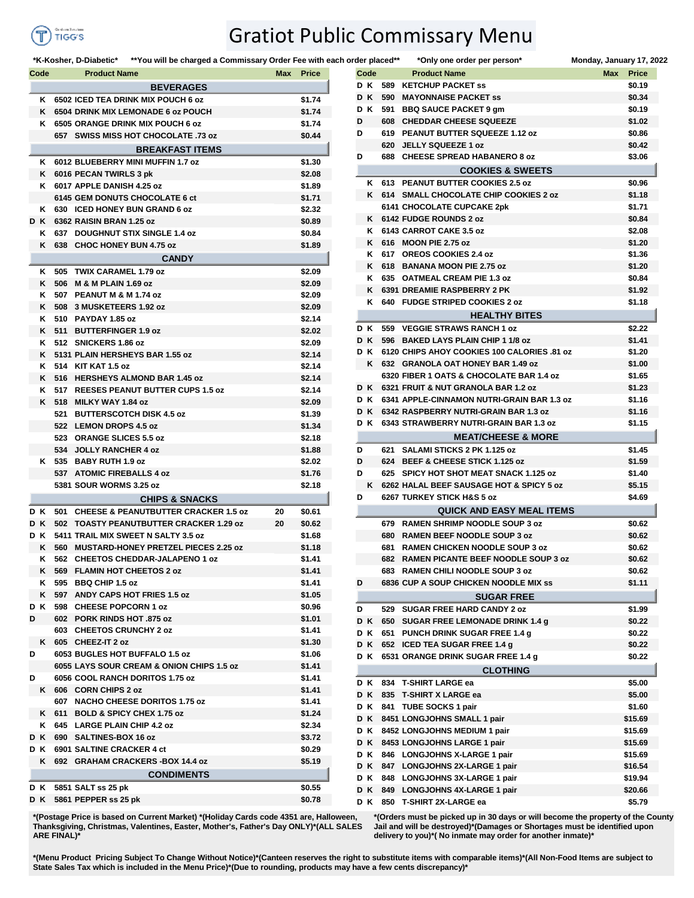# Gratiot Public Commissary Menu

TIGG'S

*K-Kosher, D-Diabetic* **You will be charged a Commissary Order Fee with each order placed** *Only one order per person* Monday, January 17, 2022

| Code | | Product Name | Max | Price |
|---|---|---|---|---|
| | | **BEVERAGES** | | |
| | K | 6502 ICED TEA DRINK MIX POUCH 6 oz | | $1.74 |
| | K | 6504 DRINK MIX LEMONADE 6 oz POUCH | | $1.74 |
| | K | 6505 ORANGE DRINK MIX POUCH 6 oz | | $1.74 |
| | | 657 SWISS MISS HOT CHOCOLATE .73 oz | | $0.44 |
| | | **BREAKFAST ITEMS** | | |
| | K | 6012 BLUEBERRY MINI MUFFIN 1.7 oz | | $1.30 |
| | K | 6016 PECAN TWIRLS 3 pk | | $2.08 |
| | K | 6017 APPLE DANISH 4.25 oz | | $1.89 |
| | | 6145 GEM DONUTS CHOCOLATE 6 ct | | $1.71 |
| | K | 630 ICED HONEY BUN GRAND 6 oz | | $2.32 |
| D | K | 6362 RAISIN BRAN 1.25 oz | | $0.89 |
| | K | 637 DOUGHNUT STIX SINGLE 1.4 oz | | $0.84 |
| | K | 638 CHOC HONEY BUN 4.75 oz | | $1.89 |
| | | **CANDY** | | |
| | K | 505 TWIX CARAMEL 1.79 oz | | $2.09 |
| | K | 506 M & M PLAIN 1.69 oz | | $2.09 |
| | K | 507 PEANUT M & M 1.74 oz | | $2.09 |
| | K | 508 3 MUSKETEERS 1.92 oz | | $2.09 |
| | K | 510 PAYDAY 1.85 oz | | $2.14 |
| | K | 511 BUTTERFINGER 1.9 oz | | $2.02 |
| | K | 512 SNICKERS 1.86 oz | | $2.09 |
| | K | 5131 PLAIN HERSHEYS BAR 1.55 oz | | $2.14 |
| | K | 514 KIT KAT 1.5 oz | | $2.14 |
| | K | 516 HERSHEYS ALMOND BAR 1.45 oz | | $2.14 |
| | K | 517 REESES PEANUT BUTTER CUPS 1.5 oz | | $2.14 |
| | K | 518 MILKY WAY 1.84 oz | | $2.09 |
| | | 521 BUTTERSCOTCH DISK 4.5 oz | | $1.39 |
| | | 522 LEMON DROPS 4.5 oz | | $1.34 |
| | | 523 ORANGE SLICES 5.5 oz | | $2.18 |
| | | 534 JOLLY RANCHER 4 oz | | $1.88 |
| | K | 535 BABY RUTH 1.9 oz | | $2.02 |
| | | 537 ATOMIC FIREBALLS 4 oz | | $1.76 |
| | | 5381 SOUR WORMS 3.25 oz | | $2.18 |
| | | **CHIPS & SNACKS** | | |
| D | K | 501 CHEESE & PEANUTBUTTER CRACKER 1.5 oz | 20 | $0.61 |
| D | K | 502 TOASTY PEANUTBUTTER CRACKER 1.29 oz | 20 | $0.62 |
| D | K | 5411 TRAIL MIX SWEET N SALTY 3.5 oz | | $1.68 |
| | K | 560 MUSTARD-HONEY PRETZEL PIECES 2.25 oz | | $1.18 |
| | K | 562 CHEETOS CHEDDAR-JALAPENO 1 oz | | $1.41 |
| | K | 569 FLAMIN HOT CHEETOS 2 oz | | $1.41 |
| | K | 595 BBQ CHIP 1.5 oz | | $1.41 |
| | K | 597 ANDY CAPS HOT FRIES 1.5 oz | | $1.05 |
| D | K | 598 CHEESE POPCORN 1 oz | | $0.96 |
| D | | 602 PORK RINDS HOT .875 oz | | $1.01 |
| | | 603 CHEETOS CRUNCHY 2 oz | | $1.41 |
| | K | 605 CHEEZ-IT 2 oz | | $1.30 |
| D | | 6053 BUGLES HOT BUFFALO 1.5 oz | | $1.06 |
| | | 6055 LAYS SOUR CREAM & ONION CHIPS 1.5 oz | | $1.41 |
| D | | 6056 COOL RANCH DORITOS 1.75 oz | | $1.41 |
| | K | 606 CORN CHIPS 2 oz | | $1.41 |
| | | 607 NACHO CHEESE DORITOS 1.75 oz | | $1.41 |
| | K | 611 BOLD & SPICY CHEX 1.75 oz | | $1.24 |
| | K | 645 LARGE PLAIN CHIP 4.2 oz | | $2.34 |
| D | K | 690 SALTINES-BOX 16 oz | | $3.72 |
| D | K | 6901 SALTINE CRACKER 4 ct | | $0.29 |
| | K | 692 GRAHAM CRACKERS -BOX 14.4 oz | | $5.19 |
| | | **CONDIMENTS** | | |
| D | K | 5851 SALT ss 25 pk | | $0.55 |
| D | K | 5861 PEPPER ss 25 pk | | $0.78 |
| D | K | 589 KETCHUP PACKET ss | | $0.19 |
| D | K | 590 MAYONNAISE PACKET ss | | $0.34 |
| D | K | 591 BBQ SAUCE PACKET 9 gm | | $0.19 |
| D | | 608 CHEDDAR CHEESE SQUEEZE | | $1.02 |
| D | | 619 PEANUT BUTTER SQUEEZE 1.12 oz | | $0.86 |
| | | 620 JELLY SQUEEZE 1 oz | | $0.42 |
| D | | 688 CHEESE SPREAD HABANERO 8 oz | | $3.06 |
| | | **COOKIES & SWEETS** | | |
| | K | 613 PEANUT BUTTER COOKIES 2.5 oz | | $0.96 |
| | K | 614 SMALL CHOCOLATE CHIP COOKIES 2 oz | | $1.18 |
| | | 6141 CHOCOLATE CUPCAKE 2pk | | $1.71 |
| | K | 6142 FUDGE ROUNDS 2 oz | | $0.84 |
| | K | 6143 CARROT CAKE 3.5 oz | | $2.08 |
| | K | 616 MOON PIE 2.75 oz | | $1.20 |
| | K | 617 OREOS COOKIES 2.4 oz | | $1.36 |
| | K | 618 BANANA MOON PIE 2.75 oz | | $1.20 |
| | K | 635 OATMEAL CREAM PIE 1.3 oz | | $0.84 |
| | K | 6391 DREAMIE RASPBERRY 2 PK | | $1.92 |
| | K | 640 FUDGE STRIPED COOKIES 2 oz | | $1.18 |
| | | **HEALTHY BITES** | | |
| D | K | 559 VEGGIE STRAWS RANCH 1 oz | | $2.22 |
| D | K | 596 BAKED LAYS PLAIN CHIP 1 1/8 oz | | $1.41 |
| D | K | 6120 CHIPS AHOY COOKIES 100 CALORIES .81 oz | | $1.20 |
| | K | 632 GRANOLA OAT HONEY BAR 1.49 oz | | $1.00 |
| | | 6320 FIBER 1 OATS & CHOCOLATE BAR 1.4 oz | | $1.65 |
| D | K | 6321 FRUIT & NUT GRANOLA BAR 1.2 oz | | $1.23 |
| D | K | 6341 APPLE-CINNAMON NUTRI-GRAIN BAR 1.3 oz | | $1.16 |
| D | K | 6342 RASPBERRY NUTRI-GRAIN BAR 1.3 oz | | $1.16 |
| D | K | 6343 STRAWBERRY NUTRI-GRAIN BAR 1.3 oz | | $1.15 |
| | | **MEAT/CHEESE & MORE** | | |
| D | | 621 SALAMI STICKS 2 PK 1.125 oz | | $1.45 |
| D | | 624 BEEF & CHEESE STICK 1.125 oz | | $1.59 |
| D | | 625 SPICY HOT SHOT MEAT SNACK 1.125 oz | | $1.40 |
| | K | 6262 HALAL BEEF SAUSAGE HOT & SPICY 5 oz | | $5.15 |
| D | | 6267 TURKEY STICK H&S 5 oz | | $4.69 |
| | | **QUICK AND EASY MEAL ITEMS** | | |
| | | 679 RAMEN SHRIMP NOODLE SOUP 3 oz | | $0.62 |
| | | 680 RAMEN BEEF NOODLE SOUP 3 oz | | $0.62 |
| | | 681 RAMEN CHICKEN NOODLE SOUP 3 oz | | $0.62 |
| | | 682 RAMEN PICANTE BEEF NOODLE SOUP 3 oz | | $0.62 |
| | | 683 RAMEN CHILI NOODLE SOUP 3 oz | | $0.62 |
| D | | 6836 CUP A SOUP CHICKEN NOODLE MIX ss | | $1.11 |
| | | **SUGAR FREE** | | |
| D | | 529 SUGAR FREE HARD CANDY 2 oz | | $1.99 |
| D | K | 650 SUGAR FREE LEMONADE DRINK 1.4 g | | $0.22 |
| D | K | 651 PUNCH DRINK SUGAR FREE 1.4 g | | $0.22 |
| D | K | 652 ICED TEA SUGAR FREE 1.4 g | | $0.22 |
| D | K | 6531 ORANGE DRINK SUGAR FREE 1.4 g | | $0.22 |
| | | **CLOTHING** | | |
| D | K | 834 T-SHIRT LARGE ea | | $5.00 |
| D | K | 835 T-SHIRT X LARGE ea | | $5.00 |
| D | K | 841 TUBE SOCKS 1 pair | | $1.60 |
| D | K | 8451 LONGJOHNS SMALL 1 pair | | $15.69 |
| D | K | 8452 LONGJOHNS MEDIUM 1 pair | | $15.69 |
| D | K | 8453 LONGJOHNS LARGE 1 pair | | $15.69 |
| D | K | 846 LONGJOHNS X-LARGE 1 pair | | $15.69 |
| D | K | 847 LONGJOHNS 2X-LARGE 1 pair | | $16.54 |
| D | K | 848 LONGJOHNS 3X-LARGE 1 pair | | $19.94 |
| D | K | 849 LONGJOHNS 4X-LARGE 1 pair | | $20.66 |
| D | K | 850 T-SHIRT 2X-LARGE ea | | $5.79 |

*(Postage Price is based on Current Market) *(Holiday Cards code 4351 are, Halloween, Thanksgiving, Christmas, Valentines, Easter, Mother's, Father's Day ONLY)*(ALL SALES ARE FINAL)*

*(Orders must be picked up in 30 days or will become the property of the County Jail and will be destroyed)*(Damages or Shortages must be identified upon delivery to you)*( No inmate may order for another inmate)*

*(Menu Product Pricing Subject To Change Without Notice)*(Canteen reserves the right to substitute items with comparable items)*(All Non-Food Items are subject to State Sales Tax which is included in the Menu Price)*(Due to rounding, products may have a few cents discrepancy)*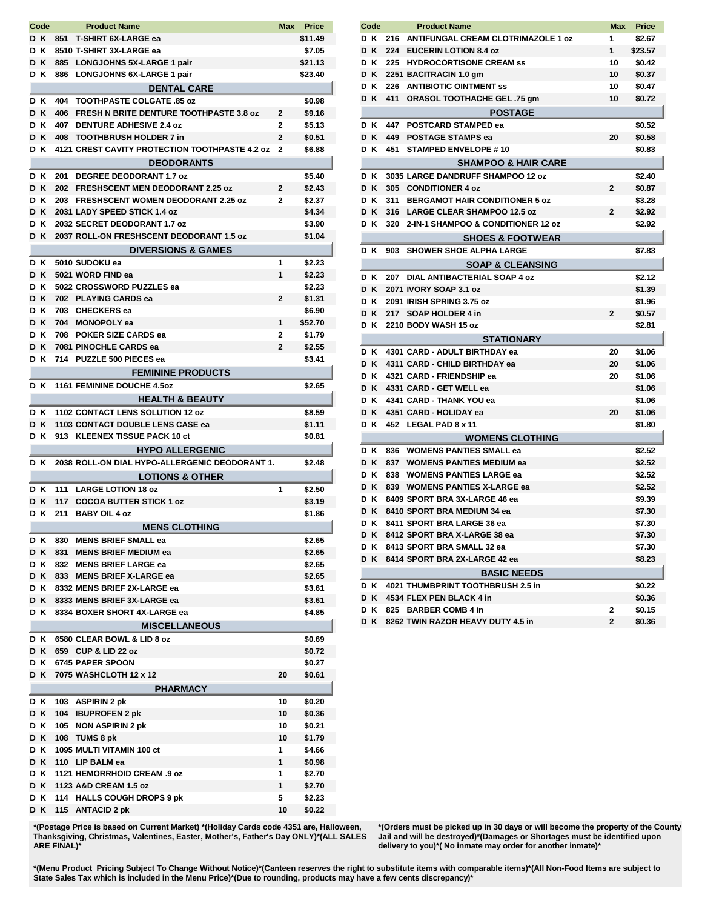| Code | | | Product Name | Max | Price |
|---|---|---|---|---|---|
| D | K | 851 | T-SHIRT 6X-LARGE ea | | $11.49 |
| D | K | 8510 | T-SHIRT 3X-LARGE ea | | $7.05 |
| D | K | 885 | LONGJOHNS 5X-LARGE 1 pair | | $21.13 |
| D | K | 886 | LONGJOHNS 6X-LARGE 1 pair | | $23.40 |
| | | | **DENTAL CARE** | | |
| D | K | 404 | TOOTHPASTE COLGATE .85 oz | | $0.98 |
| D | K | 406 | FRESH N BRITE DENTURE TOOTHPASTE 3.8 oz | 2 | $9.16 |
| D | K | 407 | DENTURE ADHESIVE 2.4 oz | 2 | $5.13 |
| D | K | 408 | TOOTHBRUSH HOLDER 7 in | 2 | $0.51 |
| D | K | 4121 | CREST CAVITY PROTECTION TOOTHPASTE 4.2 oz | 2 | $6.88 |
| | | | **DEODORANTS** | | |
| D | K | 201 | DEGREE DEODORANT 1.7 oz | | $5.40 |
| D | K | 202 | FRESHSCENT MEN DEODORANT 2.25 oz | 2 | $2.43 |
| D | K | 203 | FRESHSCENT WOMEN DEODORANT 2.25 oz | 2 | $2.37 |
| D | K | 2031 | LADY SPEED STICK 1.4 oz | | $4.34 |
| D | K | 2032 | SECRET DEODORANT 1.7 oz | | $3.90 |
| D | K | 2037 | ROLL-ON FRESHSCENT DEODORANT 1.5 oz | | $1.04 |
| | | | **DIVERSIONS & GAMES** | | |
| D | K | 5010 | SUDOKU ea | 1 | $2.23 |
| D | K | 5021 | WORD FIND ea | 1 | $2.23 |
| D | K | 5022 | CROSSWORD PUZZLES ea | | $2.23 |
| D | K | 702 | PLAYING CARDS ea | 2 | $1.31 |
| D | K | 703 | CHECKERS ea | | $6.90 |
| D | K | 704 | MONOPOLY ea | 1 | $52.70 |
| D | K | 708 | POKER SIZE CARDS ea | 2 | $1.79 |
| D | K | 7081 | PINOCHLE CARDS ea | 2 | $2.55 |
| D | K | 714 | PUZZLE 500 PIECES ea | | $3.41 |
| | | | **FEMININE PRODUCTS** | | |
| D | K | 1161 | FEMININE DOUCHE 4.5oz | | $2.65 |
| | | | **HEALTH & BEAUTY** | | |
| D | K | 1102 | CONTACT LENS SOLUTION 12 oz | | $8.59 |
| D | K | 1103 | CONTACT DOUBLE LENS CASE ea | | $1.11 |
| D | K | 913 | KLEENEX TISSUE PACK 10 ct | | $0.81 |
| | | | **HYPO ALLERGENIC** | | |
| D | K | 2038 | ROLL-ON DIAL HYPO-ALLERGENIC DEODORANT 1. | | $2.48 |
| | | | **LOTIONS & OTHER** | | |
| D | K | 111 | LARGE LOTION 18 oz | 1 | $2.50 |
| D | K | 117 | COCOA BUTTER STICK 1 oz | | $3.19 |
| D | K | 211 | BABY OIL 4 oz | | $1.86 |
| | | | **MENS CLOTHING** | | |
| D | K | 830 | MENS BRIEF SMALL ea | | $2.65 |
| D | K | 831 | MENS BRIEF MEDIUM ea | | $2.65 |
| D | K | 832 | MENS BRIEF LARGE ea | | $2.65 |
| D | K | 833 | MENS BRIEF X-LARGE ea | | $2.65 |
| D | K | 8332 | MENS BRIEF 2X-LARGE ea | | $3.61 |
| D | K | 8333 | MENS BRIEF 3X-LARGE ea | | $3.61 |
| D | K | 8334 | BOXER SHORT 4X-LARGE ea | | $4.85 |
| | | | **MISCELLANEOUS** | | |
| D | K | 6580 | CLEAR BOWL & LID 8 oz | | $0.69 |
| D | K | 659 | CUP & LID 22 oz | | $0.72 |
| D | K | 6745 | PAPER SPOON | | $0.27 |
| D | K | 7075 | WASHCLOTH 12 x 12 | 20 | $0.61 |
| | | | **PHARMACY** | | |
| D | K | 103 | ASPIRIN 2 pk | 10 | $0.20 |
| D | K | 104 | IBUPROFEN 2 pk | 10 | $0.36 |
| D | K | 105 | NON ASPIRIN 2 pk | 10 | $0.21 |
| D | K | 108 | TUMS 8 pk | 10 | $1.79 |
| D | K | 1095 | MULTI VITAMIN 100 ct | 1 | $4.66 |
| D | K | 110 | LIP BALM ea | 1 | $0.98 |
| D | K | 1121 | HEMORRHOID CREAM .9 oz | 1 | $2.70 |
| D | K | 1123 | A&D CREAM 1.5 oz | 1 | $2.70 |
| D | K | 114 | HALLS COUGH DROPS 9 pk | 5 | $2.23 |
| D | K | 115 | ANTACID 2 pk | 10 | $0.22 |

| Code | | | Product Name | Max | Price |
|---|---|---|---|---|---|
| D | K | 216 | ANTIFUNGAL CREAM CLOTRIMAZOLE 1 oz | 1 | $2.67 |
| D | K | 224 | EUCERIN LOTION 8.4 oz | 1 | $23.57 |
| D | K | 225 | HYDROCORTISONE CREAM ss | 10 | $0.42 |
| D | K | 2251 | BACITRACIN 1.0 gm | 10 | $0.37 |
| D | K | 226 | ANTIBIOTIC OINTMENT ss | 10 | $0.47 |
| D | K | 411 | ORASOL TOOTHACHE GEL .75 gm | 10 | $0.72 |
| | | | **POSTAGE** | | |
| D | K | 447 | POSTCARD STAMPED ea | | $0.52 |
| D | K | 449 | POSTAGE STAMPS ea | 20 | $0.58 |
| D | K | 451 | STAMPED ENVELOPE # 10 | | $0.83 |
| | | | **SHAMPOO & HAIR CARE** | | |
| D | K | 3035 | LARGE DANDRUFF SHAMPOO 12 oz | | $2.40 |
| D | K | 305 | CONDITIONER 4 oz | 2 | $0.87 |
| D | K | 311 | BERGAMOT HAIR CONDITIONER 5 oz | | $3.28 |
| D | K | 316 | LARGE CLEAR SHAMPOO 12.5 oz | 2 | $2.92 |
| D | K | 320 | 2-IN-1 SHAMPOO & CONDITIONER 12 oz | | $2.92 |
| | | | **SHOES & FOOTWEAR** | | |
| D | K | 903 | SHOWER SHOE ALPHA LARGE | | $7.83 |
| | | | **SOAP & CLEANSING** | | |
| D | K | 207 | DIAL ANTIBACTERIAL SOAP 4 oz | | $2.12 |
| D | K | 2071 | IVORY SOAP 3.1 oz | | $1.39 |
| D | K | 2091 | IRISH SPRING 3.75 oz | | $1.96 |
| D | K | 217 | SOAP HOLDER 4 in | 2 | $0.57 |
| D | K | 2210 | BODY WASH 15 oz | | $2.81 |
| | | | **STATIONARY** | | |
| D | K | 4301 | CARD - ADULT BIRTHDAY ea | 20 | $1.06 |
| D | K | 4311 | CARD - CHILD BIRTHDAY ea | 20 | $1.06 |
| D | K | 4321 | CARD - FRIENDSHIP ea | 20 | $1.06 |
| D | K | 4331 | CARD - GET WELL ea | | $1.06 |
| D | K | 4341 | CARD - THANK YOU ea | | $1.06 |
| D | K | 4351 | CARD - HOLIDAY ea | 20 | $1.06 |
| D | K | 452 | LEGAL PAD 8 x 11 | | $1.80 |
| | | | **WOMENS CLOTHING** | | |
| D | K | 836 | WOMENS PANTIES SMALL ea | | $2.52 |
| D | K | 837 | WOMENS PANTIES MEDIUM ea | | $2.52 |
| D | K | 838 | WOMENS PANTIES LARGE ea | | $2.52 |
| D | K | 839 | WOMENS PANTIES X-LARGE ea | | $2.52 |
| D | K | 8409 | SPORT BRA 3X-LARGE 46 ea | | $9.39 |
| D | K | 8410 | SPORT BRA MEDIUM 34 ea | | $7.30 |
| D | K | 8411 | SPORT BRA LARGE 36 ea | | $7.30 |
| D | K | 8412 | SPORT BRA X-LARGE 38 ea | | $7.30 |
| D | K | 8413 | SPORT BRA SMALL 32 ea | | $7.30 |
| D | K | 8414 | SPORT BRA 2X-LARGE 42 ea | | $8.23 |
| | | | **BASIC NEEDS** | | |
| D | K | 4021 | THUMBPRINT TOOTHBRUSH 2.5 in | | $0.22 |
| D | K | 4534 | FLEX PEN BLACK 4 in | | $0.36 |
| D | K | 825 | BARBER COMB 4 in | 2 | $0.15 |
| D | K | 8262 | TWIN RAZOR HEAVY DUTY 4.5 in | 2 | $0.36 |

**\*(Postage Price is based on Current Market) \*(Holiday Cards code 4351 are, Halloween, Thanksgiving, Christmas, Valentines, Easter, Mother's, Father's Day ONLY)\*(ALL SALES ARE FINAL)\***

**\*(Orders must be picked up in 30 days or will become the property of the County Jail and will be destroyed)\*(Damages or Shortages must be identified upon delivery to you)\*( No inmate may order for another inmate)\***

**\*(Menu Product Pricing Subject To Change Without Notice)\*(Canteen reserves the right to substitute items with comparable items)\*(All Non-Food Items are subject to State Sales Tax which is included in the Menu Price)\*(Due to rounding, products may have a few cents discrepancy)\***